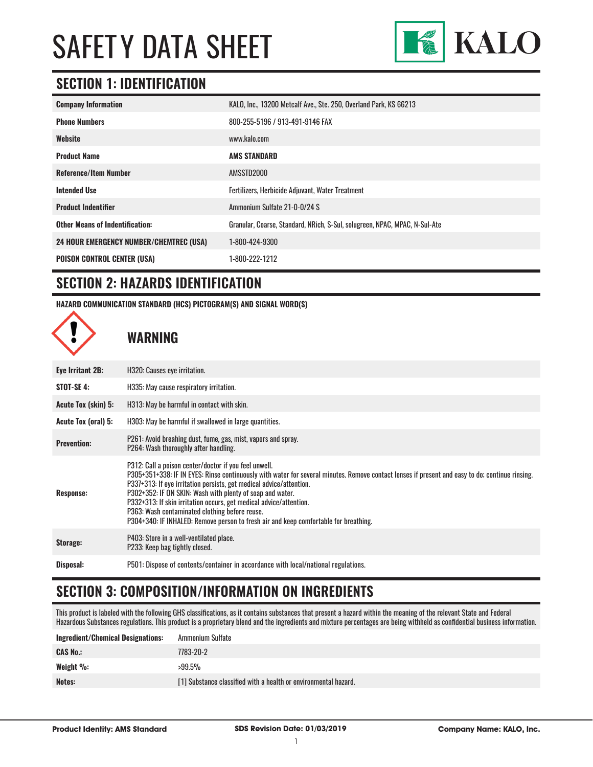# SAFETY DATA SHEET

KALO

## SECTION 1: IDENTIFICATION

| | |
|---|---|
| **Company Information** | KALO, Inc., 13200 Metcalf Ave., Ste. 250, Overland Park, KS 66213 |
| **Phone Numbers** | 800-255-5196 / 913-491-9146 FAX |
| **Website** | www.kalo.com |
| **Product Name** | **AMS STANDARD** |
| **Reference/Item Number** | AMSSTD2000 |
| **Intended Use** | Fertilizers, Herbicide Adjuvant, Water Treatment |
| **Product Indentifier** | Ammonium Sulfate 21-0-0/24 S |
| **Other Means of Indentification:** | Granular, Coarse, Standard, NRich, S-Sul, solugreen, NPAC, MPAC, N-Sul-Ate |
| **24 HOUR EMERGENCY NUMBER/CHEMTREC (USA)** | 1-800-424-9300 |
| **POISON CONTROL CENTER (USA)** | 1-800-222-1212 |

## SECTION 2: HAZARDS IDENTIFICATION

**HAZARD COMMUNICATION STANDARD (HCS) PICTOGRAM(S) AND SIGNAL WORD(S)**

### WARNING

| | |
|---|---|
| **Eye Irritant 2B:** | H320: Causes eye irritation. |
| **STOT-SE 4:** | H335: May cause respiratory irritation. |
| **Acute Tox (skin) 5:** | H313: May be harmful in contact with skin. |
| **Acute Tox (oral) 5:** | H303: May be harmful if swallowed in large quantities. |
| **Prevention:** | P261: Avoid breahing dust, fume, gas, mist, vapors and spray.<br>P264: Wash thoroughly after handling. |
| **Response:** | P312: Call a poison center/doctor if you feel unwell.<br>P305+351+338: IF IN EYES: Rinse continuously with water for several minutes. Remove contact lenses if present and easy to do; continue rinsing.<br>P337+313: If eye irritation persists, get medical advice/attention.<br>P302+352: IF ON SKIN: Wash with plenty of soap and water.<br>P332+313: If skin irritation occurs, get medical advice/attention.<br>P363: Wash contaminated clothing before reuse.<br>P304+340: IF INHALED: Remove person to fresh air and keep comfortable for breathing. |
| **Storage:** | P403: Store in a well-ventilated place.<br>P233: Keep bag tightly closed. |
| **Disposal:** | P501: Dispose of contents/container in accordance with local/national regulations. |

## SECTION 3: COMPOSITION/INFORMATION ON INGREDIENTS

This product is labeled with the following GHS classifications, as it contains substances that present a hazard within the meaning of the relevant State and Federal Hazardous Substances regulations. This product is a proprietary blend and the ingredients and mixture percentages are being withheld as confidential business information.

| | |
|---|---|
| **Ingredient/Chemical Designations:** | Ammonium Sulfate |
| **CAS No.:** | 7783-20-2 |
| **Weight %:** | >99.5% |
| **Notes:** | [1] Substance classified with a health or environmental hazard. |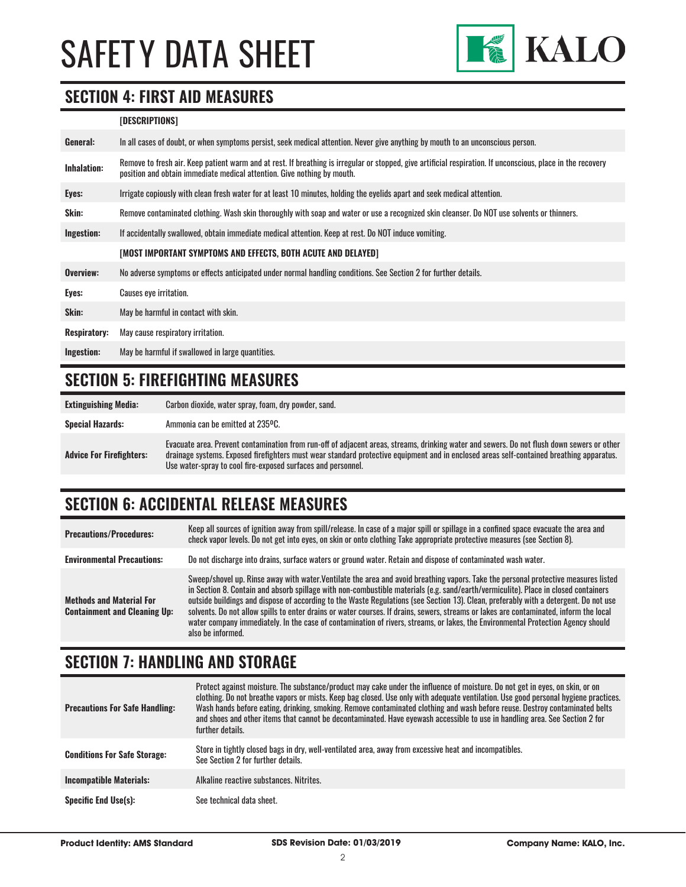# SAFETY DATA SHEET

## SECTION 4: FIRST AID MEASURES

| | |
|---|---|
| | **[DESCRIPTIONS]** |
| **General:** | In all cases of doubt, or when symptoms persist, seek medical attention. Never give anything by mouth to an unconscious person. |
| **Inhalation:** | Remove to fresh air. Keep patient warm and at rest. If breathing is irregular or stopped, give artificial respiration. If unconscious, place in the recovery position and obtain immediate medical attention. Give nothing by mouth. |
| **Eyes:** | Irrigate copiously with clean fresh water for at least 10 minutes, holding the eyelids apart and seek medical attention. |
| **Skin:** | Remove contaminated clothing. Wash skin thoroughly with soap and water or use a recognized skin cleanser. Do NOT use solvents or thinners. |
| **Ingestion:** | If accidentally swallowed, obtain immediate medical attention. Keep at rest. Do NOT induce vomiting. |
| | **[MOST IMPORTANT SYMPTOMS AND EFFECTS, BOTH ACUTE AND DELAYED]** |
| **Overview:** | No adverse symptoms or effects anticipated under normal handling conditions. See Section 2 for further details. |
| **Eyes:** | Causes eye irritation. |
| **Skin:** | May be harmful in contact with skin. |
| **Respiratory:** | May cause respiratory irritation. |
| **Ingestion:** | May be harmful if swallowed in large quantities. |

## SECTION 5: FIREFIGHTING MEASURES

| | |
|---|---|
| **Extinguishing Media:** | Carbon dioxide, water spray, foam, dry powder, sand. |
| **Special Hazards:** | Ammonia can be emitted at 235ºC. |
| **Advice For Firefighters:** | Evacuate area. Prevent contamination from run-off of adjacent areas, streams, drinking water and sewers. Do not flush down sewers or other drainage systems. Exposed firefighters must wear standard protective equipment and in enclosed areas self-contained breathing apparatus. Use water-spray to cool fire-exposed surfaces and personnel. |

## SECTION 6: ACCIDENTAL RELEASE MEASURES

| | |
|---|---|
| **Precautions/Procedures:** | Keep all sources of ignition away from spill/release. In case of a major spill or spillage in a confined space evacuate the area and check vapor levels. Do not get into eyes, on skin or onto clothing Take appropriate protective measures (see Section 8). |
| **Environmental Precautions:** | Do not discharge into drains, surface waters or ground water. Retain and dispose of contaminated wash water. |
| **Methods and Material For Containment and Cleaning Up:** | Sweep/shovel up. Rinse away with water.Ventilate the area and avoid breathing vapors. Take the personal protective measures listed in Section 8. Contain and absorb spillage with non-combustible materials (e.g. sand/earth/vermiculite). Place in closed containers outside buildings and dispose of according to the Waste Regulations (see Section 13). Clean, preferably with a detergent. Do not use solvents. Do not allow spills to enter drains or water courses. If drains, sewers, streams or lakes are contaminated, inform the local water company immediately. In the case of contamination of rivers, streams, or lakes, the Environmental Protection Agency should also be informed. |

## SECTION 7: HANDLING AND STORAGE

| | |
|---|---|
| **Precautions For Safe Handling:** | Protect against moisture. The substance/product may cake under the influence of moisture. Do not get in eyes, on skin, or on clothing. Do not breathe vapors or mists. Keep bag closed. Use only with adequate ventilation. Use good personal hygiene practices. Wash hands before eating, drinking, smoking. Remove contaminated clothing and wash before reuse. Destroy contaminated belts and shoes and other items that cannot be decontaminated. Have eyewash accessible to use in handling area. See Section 2 for further details. |
| **Conditions For Safe Storage:** | Store in tightly closed bags in dry, well-ventilated area, away from excessive heat and incompatibles. See Section 2 for further details. |
| **Incompatible Materials:** | Alkaline reactive substances. Nitrites. |
| **Specific End Use(s):** | See technical data sheet. |

**Product Identity: AMS Standard** | **SDS Revision Date: 01/03/2019** | **Company Name: KALO, Inc.**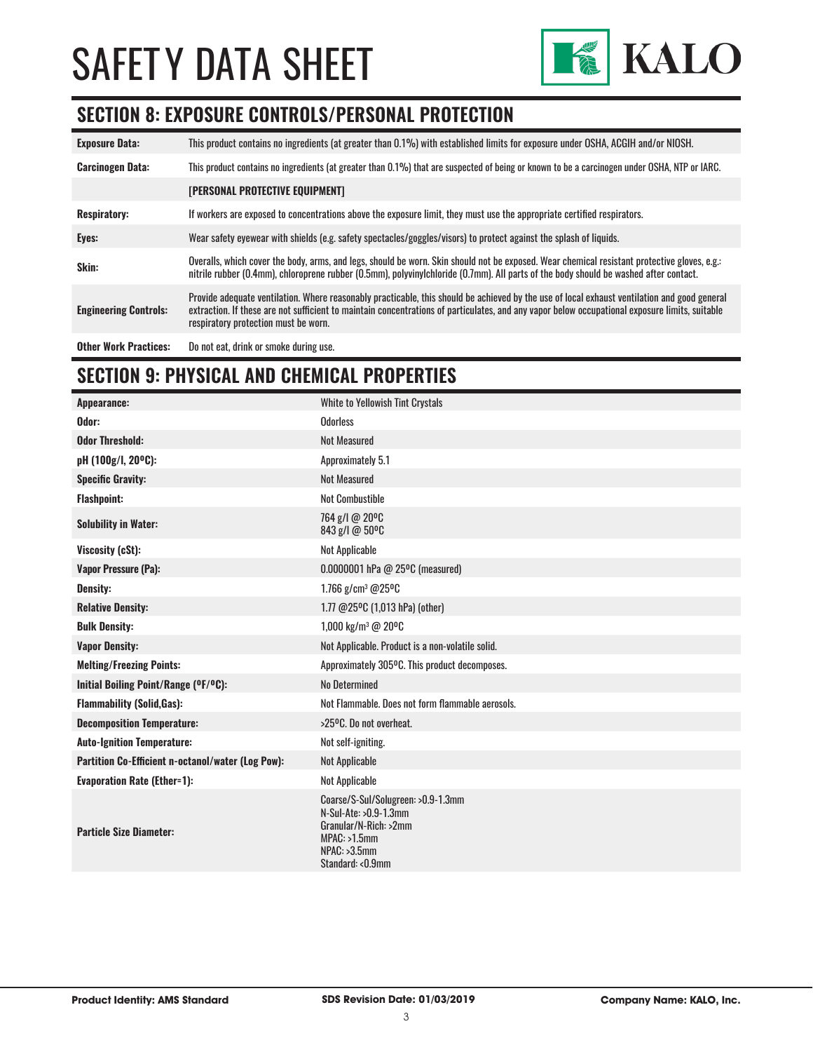# SAFETY DATA SHEET

## SECTION 8: EXPOSURE CONTROLS/PERSONAL PROTECTION

| | |
|---|---|
| **Exposure Data:** | This product contains no ingredients (at greater than 0.1%) with established limits for exposure under OSHA, ACGIH and/or NIOSH. |
| **Carcinogen Data:** | This product contains no ingredients (at greater than 0.1%) that are suspected of being or known to be a carcinogen under OSHA, NTP or IARC. |
| | **[PERSONAL PROTECTIVE EQUIPMENT]** |
| **Respiratory:** | If workers are exposed to concentrations above the exposure limit, they must use the appropriate certified respirators. |
| **Eyes:** | Wear safety eyewear with shields (e.g. safety spectacles/goggles/visors) to protect against the splash of liquids. |
| **Skin:** | Overalls, which cover the body, arms, and legs, should be worn. Skin should not be exposed. Wear chemical resistant protective gloves, e.g.: nitrile rubber (0.4mm), chloroprene rubber (0.5mm), polyvinylchloride (0.7mm). All parts of the body should be washed after contact. |
| **Engineering Controls:** | Provide adequate ventilation. Where reasonably practicable, this should be achieved by the use of local exhaust ventilation and good general extraction. If these are not sufficient to maintain concentrations of particulates, and any vapor below occupational exposure limits, suitable respiratory protection must be worn. |
| **Other Work Practices:** | Do not eat, drink or smoke during use. |

## SECTION 9: PHYSICAL AND CHEMICAL PROPERTIES

| | |
|---|---|
| **Appearance:** | White to Yellowish Tint Crystals |
| **Odor:** | Odorless |
| **Odor Threshold:** | Not Measured |
| **pH (100g/l, 20ºC):** | Approximately 5.1 |
| **Specific Gravity:** | Not Measured |
| **Flashpoint:** | Not Combustible |
| **Solubility in Water:** | 764 g/l @ 20ºC<br>843 g/l @ 50ºC |
| **Viscosity (cSt):** | Not Applicable |
| **Vapor Pressure (Pa):** | 0.0000001 hPa @ 25ºC (measured) |
| **Density:** | 1.766 g/cm³ @25ºC |
| **Relative Density:** | 1.77 @25ºC (1,013 hPa) (other) |
| **Bulk Density:** | 1,000 kg/m³ @ 20ºC |
| **Vapor Density:** | Not Applicable. Product is a non-volatile solid. |
| **Melting/Freezing Points:** | Approximately 305ºC. This product decomposes. |
| **Initial Boiling Point/Range (ºF/ºC):** | No Determined |
| **Flammability (Solid,Gas):** | Not Flammable. Does not form flammable aerosols. |
| **Decomposition Temperature:** | >25ºC. Do not overheat. |
| **Auto-Ignition Temperature:** | Not self-igniting. |
| **Partition Co-Efficient n-octanol/water (Log Pow):** | Not Applicable |
| **Evaporation Rate (Ether=1):** | Not Applicable |
| **Particle Size Diameter:** | Coarse/S-Sul/Solugreen: >0.9-1.3mm<br>N-Sul-Ate: >0.9-1.3mm<br>Granular/N-Rich: >2mm<br>MPAC: >1.5mm<br>NPAC: >3.5mm<br>Standard: <0.9mm |

**Product Identity: AMS Standard** | **SDS Revision Date: 01/03/2019** | **Company Name: KALO, Inc.**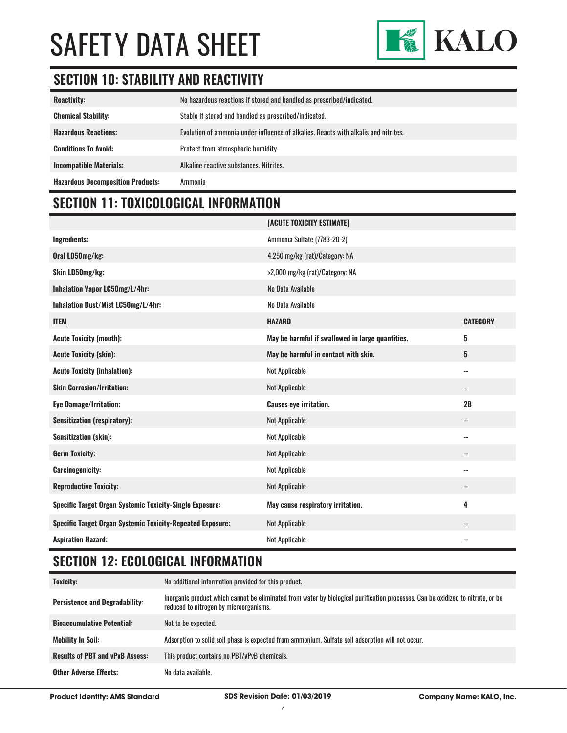## SECTION 10: STABILITY AND REACTIVITY

| | |
|---|---|
| **Reactivity:** | No hazardous reactions if stored and handled as prescribed/indicated. |
| **Chemical Stability:** | Stable if stored and handled as prescribed/indicated. |
| **Hazardous Reactions:** | Evolution of ammonia under influence of alkalies. Reacts with alkalis and nitrites. |
| **Conditions To Avoid:** | Protect from atmospheric humidity. |
| **Incompatible Materials:** | Alkaline reactive substances. Nitrites. |
| **Hazardous Decomposition Products:** | Ammonia |

## SECTION 11: TOXICOLOGICAL INFORMATION

| | **[ACUTE TOXICITY ESTIMATE]** | |
|---|---|---|
| **Ingredients:** | Ammonia Sulfate (7783-20-2) | |
| **Oral LD50mg/kg:** | 4,250 mg/kg (rat)/Category: NA | |
| **Skin LD50mg/kg:** | >2,000 mg/kg (rat)/Category: NA | |
| **Inhalation Vapor LC50mg/L/4hr:** | No Data Available | |
| **Inhalation Dust/Mist LC50mg/L/4hr:** | No Data Available | |
| **ITEM** | **HAZARD** | **CATEGORY** |
| **Acute Toxicity (mouth):** | **May be harmful if swallowed in large quantities.** | **5** |
| **Acute Toxicity (skin):** | **May be harmful in contact with skin.** | **5** |
| **Acute Toxicity (inhalation):** | Not Applicable | -- |
| **Skin Corrosion/Irritation:** | Not Applicable | -- |
| **Eye Damage/Irritation:** | **Causes eye irritation.** | **2B** |
| **Sensitization (respiratory):** | Not Applicable | -- |
| **Sensitization (skin):** | Not Applicable | -- |
| **Germ Toxicity:** | Not Applicable | -- |
| **Carcinogenicity:** | Not Applicable | -- |
| **Reproductive Toxicity:** | Not Applicable | -- |
| **Specific Target Organ Systemic Toxicity-Single Exposure:** | **May cause respiratory irritation.** | **4** |
| **Specific Target Organ Systemic Toxicity-Repeated Exposure:** | Not Applicable | -- |
| **Aspiration Hazard:** | Not Applicable | -- |

## SECTION 12: ECOLOGICAL INFORMATION

| | |
|---|---|
| **Toxicity:** | No additional information provided for this product. |
| **Persistence and Degradability:** | Inorganic product which cannot be eliminated from water by biological purification processes. Can be oxidized to nitrate, or be reduced to nitrogen by microorganisms. |
| **Bioaccumulative Potential:** | Not to be expected. |
| **Mobility In Soil:** | Adsorption to solid soil phase is expected from ammonium. Sulfate soil adsorption will not occur. |
| **Results of PBT and vPvB Assess:** | This product contains no PBT/vPvB chemicals. |
| **Other Adverse Effects:** | No data available. |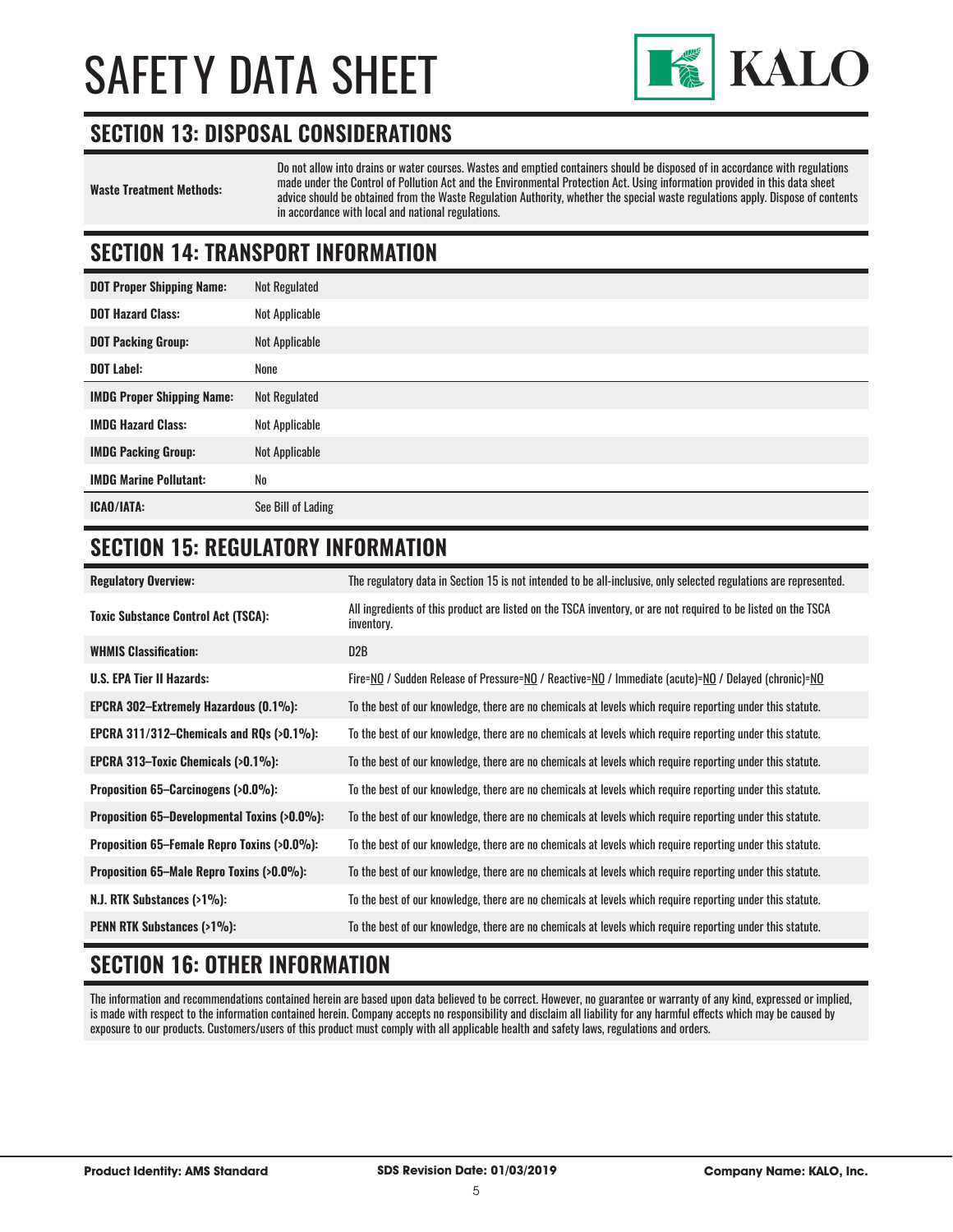## SECTION 13: DISPOSAL CONSIDERATIONS

| | |
|---|---|
| **Waste Treatment Methods:** | Do not allow into drains or water courses. Wastes and emptied containers should be disposed of in accordance with regulations made under the Control of Pollution Act and the Environmental Protection Act. Using information provided in this data sheet advice should be obtained from the Waste Regulation Authority, whether the special waste regulations apply. Dispose of contents in accordance with local and national regulations. |

## SECTION 14: TRANSPORT INFORMATION

| | |
|---|---|
| **DOT Proper Shipping Name:** | Not Regulated |
| **DOT Hazard Class:** | Not Applicable |
| **DOT Packing Group:** | Not Applicable |
| **DOT Label:** | None |
| **IMDG Proper Shipping Name:** | Not Regulated |
| **IMDG Hazard Class:** | Not Applicable |
| **IMDG Packing Group:** | Not Applicable |
| **IMDG Marine Pollutant:** | No |
| **ICAO/IATA:** | See Bill of Lading |

## SECTION 15: REGULATORY INFORMATION

| | |
|---|---|
| **Regulatory Overview:** | The regulatory data in Section 15 is not intended to be all-inclusive, only selected regulations are represented. |
| **Toxic Substance Control Act (TSCA):** | All ingredients of this product are listed on the TSCA inventory, or are not required to be listed on the TSCA inventory. |
| **WHMIS Classification:** | D2B |
| **U.S. EPA Tier II Hazards:** | Fire=NO / Sudden Release of Pressure=NO / Reactive=NO / Immediate (acute)=NO / Delayed (chronic)=NO |
| **EPCRA 302–Extremely Hazardous (0.1%):** | To the best of our knowledge, there are no chemicals at levels which require reporting under this statute. |
| **EPCRA 311/312–Chemicals and RQs (>0.1%):** | To the best of our knowledge, there are no chemicals at levels which require reporting under this statute. |
| **EPCRA 313–Toxic Chemicals (>0.1%):** | To the best of our knowledge, there are no chemicals at levels which require reporting under this statute. |
| **Proposition 65–Carcinogens (>0.0%):** | To the best of our knowledge, there are no chemicals at levels which require reporting under this statute. |
| **Proposition 65–Developmental Toxins (>0.0%):** | To the best of our knowledge, there are no chemicals at levels which require reporting under this statute. |
| **Proposition 65–Female Repro Toxins (>0.0%):** | To the best of our knowledge, there are no chemicals at levels which require reporting under this statute. |
| **Proposition 65–Male Repro Toxins (>0.0%):** | To the best of our knowledge, there are no chemicals at levels which require reporting under this statute. |
| **N.J. RTK Substances (>1%):** | To the best of our knowledge, there are no chemicals at levels which require reporting under this statute. |
| **PENN RTK Substances (>1%):** | To the best of our knowledge, there are no chemicals at levels which require reporting under this statute. |

## SECTION 16: OTHER INFORMATION

The information and recommendations contained herein are based upon data believed to be correct. However, no guarantee or warranty of any kind, expressed or implied, is made with respect to the information contained herein. Company accepts no responsibility and disclaim all liability for any harmful effects which may be caused by exposure to our products. Customers/users of this product must comply with all applicable health and safety laws, regulations and orders.